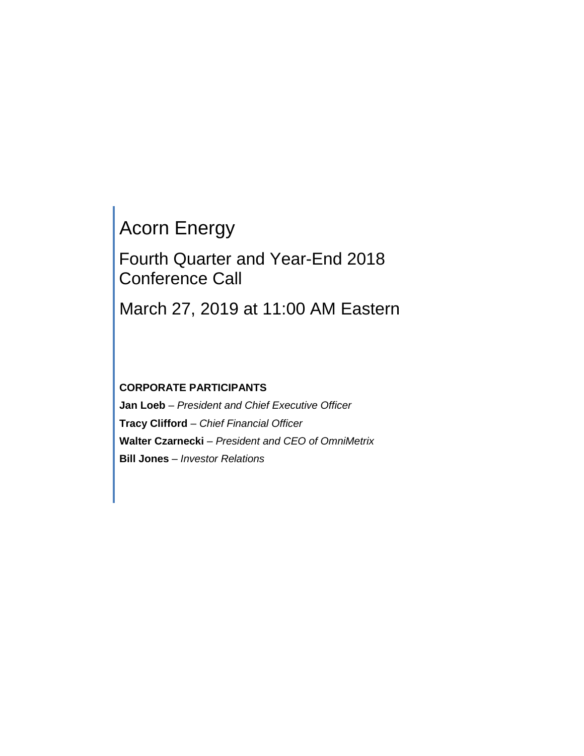# Acorn Energy

## Fourth Quarter and Year-End 2018 Conference Call

## March 27, 2019 at 11:00 AM Eastern

**CORPORATE PARTICIPANTS**

**Jan Loeb** – *President and Chief Executive Officer*

**Tracy Clifford** – *Chief Financial Officer*

**Walter Czarnecki** – *President and CEO of OmniMetrix*

**Bill Jones** – *Investor Relations*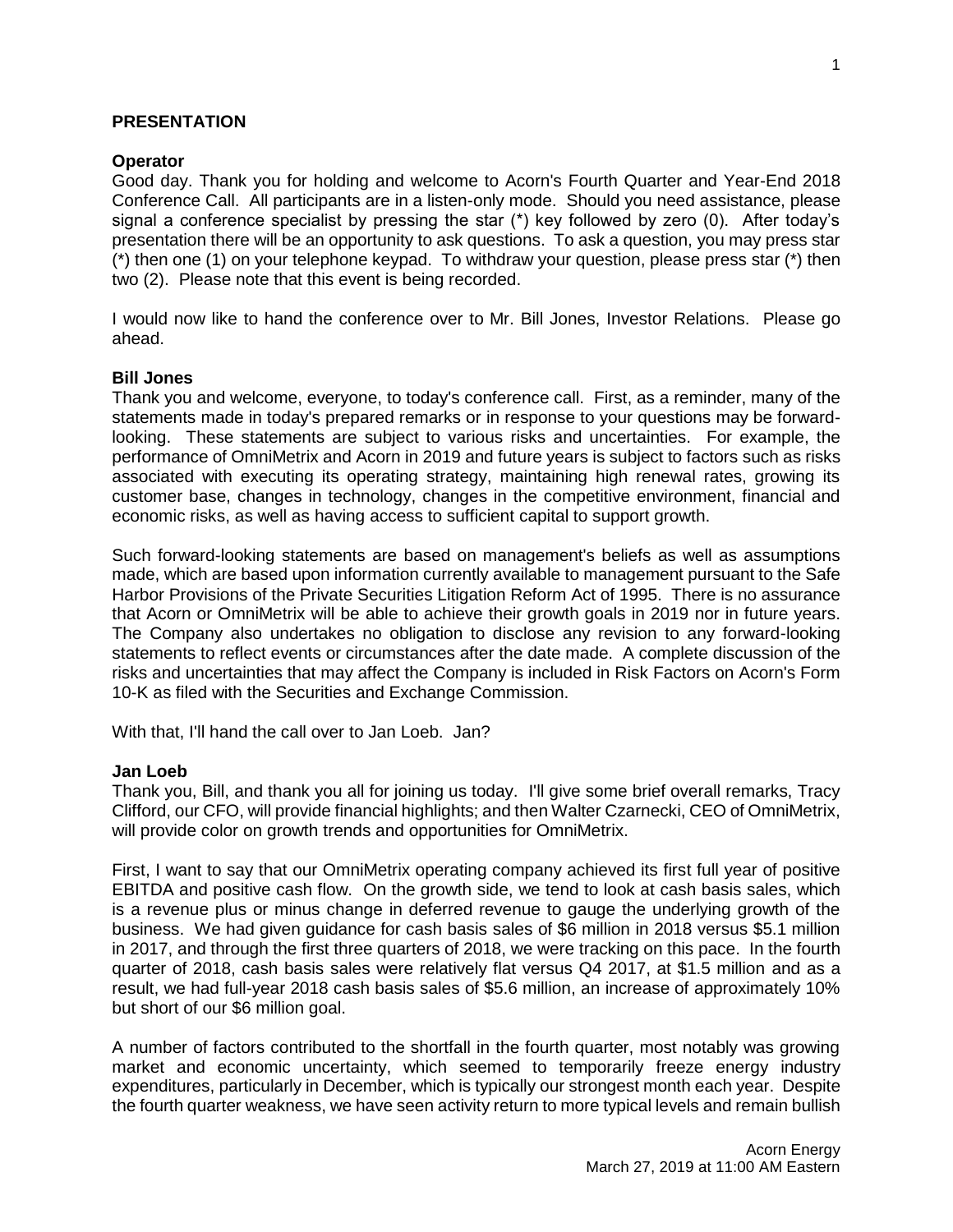## PRESENTATION

**Operator**

Good day. Thank you for holding and welcome to Acorn's Fourth Quarter and Year-End 2018 Conference Call. All participants are in a listen-only mode. Should you need assistance, please signal a conference specialist by pressing the star (*) key followed by zero (0). After today's presentation there will be an opportunity to ask questions. To ask a question, you may press star (*) then one (1) on your telephone keypad. To withdraw your question, please press star (*) then two (2). Please note that this event is being recorded.

I would now like to hand the conference over to Mr. Bill Jones, Investor Relations. Please go ahead.

**Bill Jones**

Thank you and welcome, everyone, to today's conference call. First, as a reminder, many of the statements made in today's prepared remarks or in response to your questions may be forward-looking. These statements are subject to various risks and uncertainties. For example, the performance of OmniMetrix and Acorn in 2019 and future years is subject to factors such as risks associated with executing its operating strategy, maintaining high renewal rates, growing its customer base, changes in technology, changes in the competitive environment, financial and economic risks, as well as having access to sufficient capital to support growth.

Such forward-looking statements are based on management's beliefs as well as assumptions made, which are based upon information currently available to management pursuant to the Safe Harbor Provisions of the Private Securities Litigation Reform Act of 1995. There is no assurance that Acorn or OmniMetrix will be able to achieve their growth goals in 2019 nor in future years. The Company also undertakes no obligation to disclose any revision to any forward-looking statements to reflect events or circumstances after the date made. A complete discussion of the risks and uncertainties that may affect the Company is included in Risk Factors on Acorn's Form 10-K as filed with the Securities and Exchange Commission.

With that, I'll hand the call over to Jan Loeb. Jan?

**Jan Loeb**

Thank you, Bill, and thank you all for joining us today. I'll give some brief overall remarks, Tracy Clifford, our CFO, will provide financial highlights; and then Walter Czarnecki, CEO of OmniMetrix, will provide color on growth trends and opportunities for OmniMetrix.

First, I want to say that our OmniMetrix operating company achieved its first full year of positive EBITDA and positive cash flow. On the growth side, we tend to look at cash basis sales, which is a revenue plus or minus change in deferred revenue to gauge the underlying growth of the business. We had given guidance for cash basis sales of $6 million in 2018 versus $5.1 million in 2017, and through the first three quarters of 2018, we were tracking on this pace. In the fourth quarter of 2018, cash basis sales were relatively flat versus Q4 2017, at $1.5 million and as a result, we had full-year 2018 cash basis sales of $5.6 million, an increase of approximately 10% but short of our $6 million goal.

A number of factors contributed to the shortfall in the fourth quarter, most notably was growing market and economic uncertainty, which seemed to temporarily freeze energy industry expenditures, particularly in December, which is typically our strongest month each year. Despite the fourth quarter weakness, we have seen activity return to more typical levels and remain bullish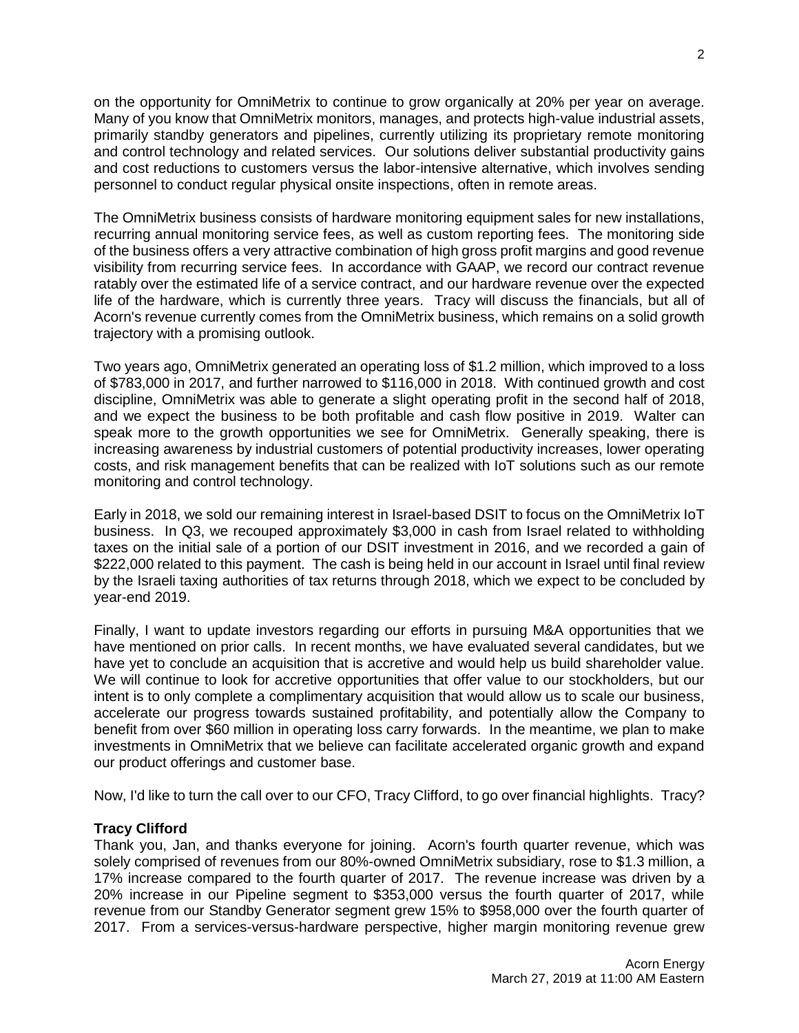on the opportunity for OmniMetrix to continue to grow organically at 20% per year on average. Many of you know that OmniMetrix monitors, manages, and protects high-value industrial assets, primarily standby generators and pipelines, currently utilizing its proprietary remote monitoring and control technology and related services. Our solutions deliver substantial productivity gains and cost reductions to customers versus the labor-intensive alternative, which involves sending personnel to conduct regular physical onsite inspections, often in remote areas.

The OmniMetrix business consists of hardware monitoring equipment sales for new installations, recurring annual monitoring service fees, as well as custom reporting fees. The monitoring side of the business offers a very attractive combination of high gross profit margins and good revenue visibility from recurring service fees. In accordance with GAAP, we record our contract revenue ratably over the estimated life of a service contract, and our hardware revenue over the expected life of the hardware, which is currently three years. Tracy will discuss the financials, but all of Acorn's revenue currently comes from the OmniMetrix business, which remains on a solid growth trajectory with a promising outlook.

Two years ago, OmniMetrix generated an operating loss of $1.2 million, which improved to a loss of $783,000 in 2017, and further narrowed to $116,000 in 2018. With continued growth and cost discipline, OmniMetrix was able to generate a slight operating profit in the second half of 2018, and we expect the business to be both profitable and cash flow positive in 2019. Walter can speak more to the growth opportunities we see for OmniMetrix. Generally speaking, there is increasing awareness by industrial customers of potential productivity increases, lower operating costs, and risk management benefits that can be realized with IoT solutions such as our remote monitoring and control technology.

Early in 2018, we sold our remaining interest in Israel-based DSIT to focus on the OmniMetrix IoT business. In Q3, we recouped approximately $3,000 in cash from Israel related to withholding taxes on the initial sale of a portion of our DSIT investment in 2016, and we recorded a gain of $222,000 related to this payment. The cash is being held in our account in Israel until final review by the Israeli taxing authorities of tax returns through 2018, which we expect to be concluded by year-end 2019.

Finally, I want to update investors regarding our efforts in pursuing M&A opportunities that we have mentioned on prior calls. In recent months, we have evaluated several candidates, but we have yet to conclude an acquisition that is accretive and would help us build shareholder value. We will continue to look for accretive opportunities that offer value to our stockholders, but our intent is to only complete a complimentary acquisition that would allow us to scale our business, accelerate our progress towards sustained profitability, and potentially allow the Company to benefit from over $60 million in operating loss carry forwards. In the meantime, we plan to make investments in OmniMetrix that we believe can facilitate accelerated organic growth and expand our product offerings and customer base.

Now, I'd like to turn the call over to our CFO, Tracy Clifford, to go over financial highlights. Tracy?

**Tracy Clifford**

Thank you, Jan, and thanks everyone for joining. Acorn's fourth quarter revenue, which was solely comprised of revenues from our 80%-owned OmniMetrix subsidiary, rose to $1.3 million, a 17% increase compared to the fourth quarter of 2017. The revenue increase was driven by a 20% increase in our Pipeline segment to $353,000 versus the fourth quarter of 2017, while revenue from our Standby Generator segment grew 15% to $958,000 over the fourth quarter of 2017. From a services-versus-hardware perspective, higher margin monitoring revenue grew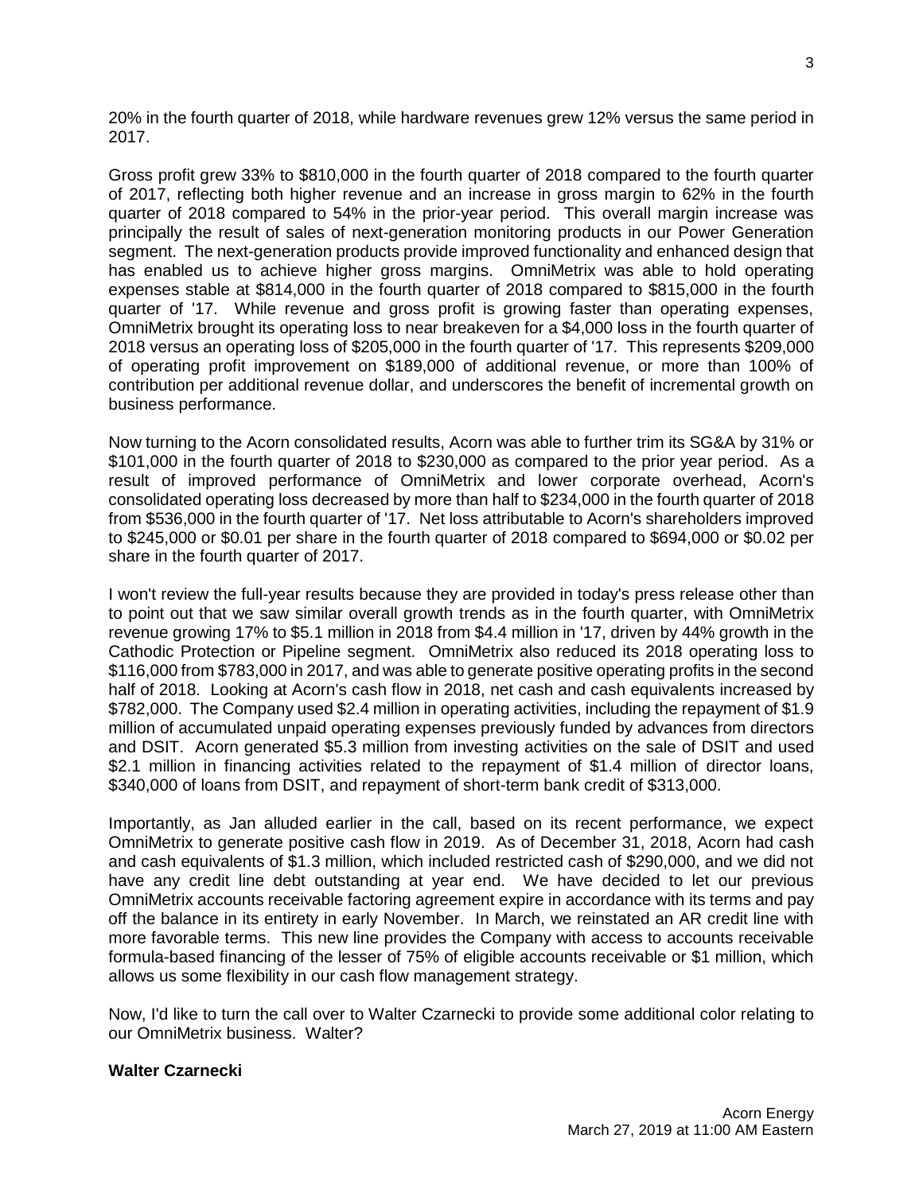20% in the fourth quarter of 2018, while hardware revenues grew 12% versus the same period in 2017.

Gross profit grew 33% to $810,000 in the fourth quarter of 2018 compared to the fourth quarter of 2017, reflecting both higher revenue and an increase in gross margin to 62% in the fourth quarter of 2018 compared to 54% in the prior-year period. This overall margin increase was principally the result of sales of next-generation monitoring products in our Power Generation segment. The next-generation products provide improved functionality and enhanced design that has enabled us to achieve higher gross margins. OmniMetrix was able to hold operating expenses stable at $814,000 in the fourth quarter of 2018 compared to $815,000 in the fourth quarter of '17. While revenue and gross profit is growing faster than operating expenses, OmniMetrix brought its operating loss to near breakeven for a $4,000 loss in the fourth quarter of 2018 versus an operating loss of $205,000 in the fourth quarter of '17. This represents $209,000 of operating profit improvement on $189,000 of additional revenue, or more than 100% of contribution per additional revenue dollar, and underscores the benefit of incremental growth on business performance.

Now turning to the Acorn consolidated results, Acorn was able to further trim its SG&A by 31% or $101,000 in the fourth quarter of 2018 to $230,000 as compared to the prior year period. As a result of improved performance of OmniMetrix and lower corporate overhead, Acorn's consolidated operating loss decreased by more than half to $234,000 in the fourth quarter of 2018 from $536,000 in the fourth quarter of '17. Net loss attributable to Acorn's shareholders improved to $245,000 or $0.01 per share in the fourth quarter of 2018 compared to $694,000 or $0.02 per share in the fourth quarter of 2017.

I won't review the full-year results because they are provided in today's press release other than to point out that we saw similar overall growth trends as in the fourth quarter, with OmniMetrix revenue growing 17% to $5.1 million in 2018 from $4.4 million in '17, driven by 44% growth in the Cathodic Protection or Pipeline segment. OmniMetrix also reduced its 2018 operating loss to $116,000 from $783,000 in 2017, and was able to generate positive operating profits in the second half of 2018. Looking at Acorn's cash flow in 2018, net cash and cash equivalents increased by $782,000. The Company used $2.4 million in operating activities, including the repayment of $1.9 million of accumulated unpaid operating expenses previously funded by advances from directors and DSIT. Acorn generated $5.3 million from investing activities on the sale of DSIT and used $2.1 million in financing activities related to the repayment of $1.4 million of director loans, $340,000 of loans from DSIT, and repayment of short-term bank credit of $313,000.

Importantly, as Jan alluded earlier in the call, based on its recent performance, we expect OmniMetrix to generate positive cash flow in 2019. As of December 31, 2018, Acorn had cash and cash equivalents of $1.3 million, which included restricted cash of $290,000, and we did not have any credit line debt outstanding at year end. We have decided to let our previous OmniMetrix accounts receivable factoring agreement expire in accordance with its terms and pay off the balance in its entirety in early November. In March, we reinstated an AR credit line with more favorable terms. This new line provides the Company with access to accounts receivable formula-based financing of the lesser of 75% of eligible accounts receivable or $1 million, which allows us some flexibility in our cash flow management strategy.

Now, I'd like to turn the call over to Walter Czarnecki to provide some additional color relating to our OmniMetrix business. Walter?

**Walter Czarnecki**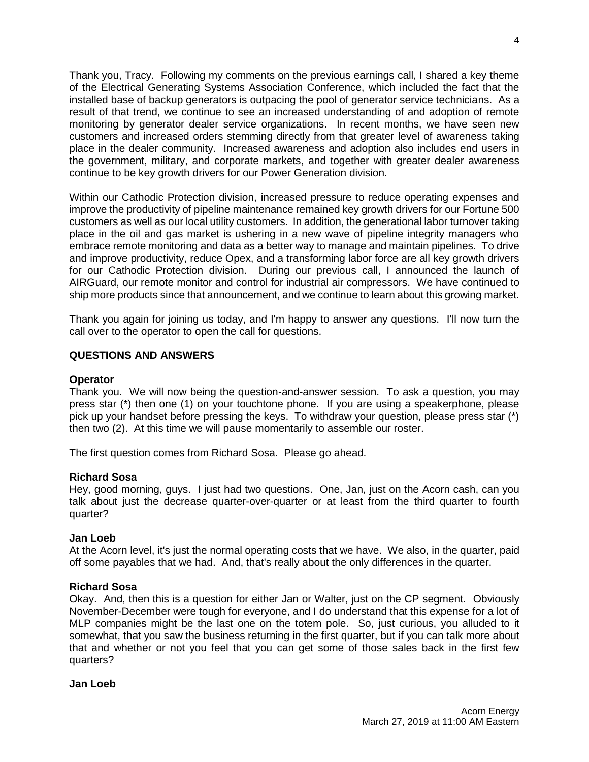Thank you, Tracy. Following my comments on the previous earnings call, I shared a key theme of the Electrical Generating Systems Association Conference, which included the fact that the installed base of backup generators is outpacing the pool of generator service technicians. As a result of that trend, we continue to see an increased understanding of and adoption of remote monitoring by generator dealer service organizations. In recent months, we have seen new customers and increased orders stemming directly from that greater level of awareness taking place in the dealer community. Increased awareness and adoption also includes end users in the government, military, and corporate markets, and together with greater dealer awareness continue to be key growth drivers for our Power Generation division.

Within our Cathodic Protection division, increased pressure to reduce operating expenses and improve the productivity of pipeline maintenance remained key growth drivers for our Fortune 500 customers as well as our local utility customers. In addition, the generational labor turnover taking place in the oil and gas market is ushering in a new wave of pipeline integrity managers who embrace remote monitoring and data as a better way to manage and maintain pipelines. To drive and improve productivity, reduce Opex, and a transforming labor force are all key growth drivers for our Cathodic Protection division. During our previous call, I announced the launch of AIRGuard, our remote monitor and control for industrial air compressors. We have continued to ship more products since that announcement, and we continue to learn about this growing market.

Thank you again for joining us today, and I'm happy to answer any questions. I'll now turn the call over to the operator to open the call for questions.

## QUESTIONS AND ANSWERS

**Operator**
Thank you. We will now being the question-and-answer session. To ask a question, you may press star (*) then one (1) on your touchtone phone. If you are using a speakerphone, please pick up your handset before pressing the keys. To withdraw your question, please press star (*) then two (2). At this time we will pause momentarily to assemble our roster.

The first question comes from Richard Sosa. Please go ahead.

**Richard Sosa**
Hey, good morning, guys. I just had two questions. One, Jan, just on the Acorn cash, can you talk about just the decrease quarter-over-quarter or at least from the third quarter to fourth quarter?

**Jan Loeb**
At the Acorn level, it's just the normal operating costs that we have. We also, in the quarter, paid off some payables that we had. And, that's really about the only differences in the quarter.

**Richard Sosa**
Okay. And, then this is a question for either Jan or Walter, just on the CP segment. Obviously November-December were tough for everyone, and I do understand that this expense for a lot of MLP companies might be the last one on the totem pole. So, just curious, you alluded to it somewhat, that you saw the business returning in the first quarter, but if you can talk more about that and whether or not you feel that you can get some of those sales back in the first few quarters?

**Jan Loeb**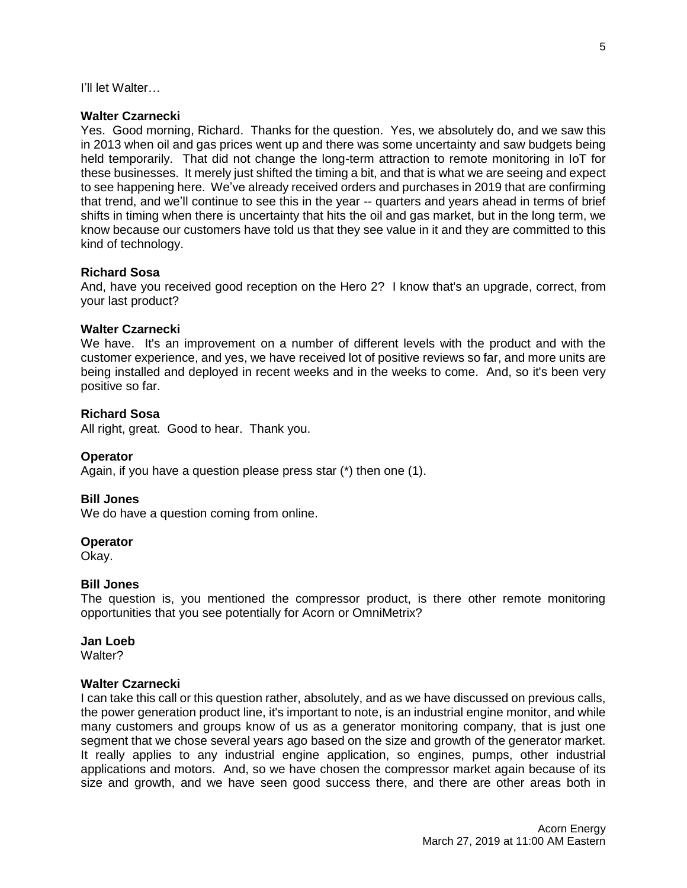I'll let Walter…

**Walter Czarnecki**
Yes. Good morning, Richard. Thanks for the question. Yes, we absolutely do, and we saw this in 2013 when oil and gas prices went up and there was some uncertainty and saw budgets being held temporarily. That did not change the long-term attraction to remote monitoring in IoT for these businesses. It merely just shifted the timing a bit, and that is what we are seeing and expect to see happening here. We've already received orders and purchases in 2019 that are confirming that trend, and we'll continue to see this in the year -- quarters and years ahead in terms of brief shifts in timing when there is uncertainty that hits the oil and gas market, but in the long term, we know because our customers have told us that they see value in it and they are committed to this kind of technology.

**Richard Sosa**
And, have you received good reception on the Hero 2? I know that's an upgrade, correct, from your last product?

**Walter Czarnecki**
We have. It's an improvement on a number of different levels with the product and with the customer experience, and yes, we have received lot of positive reviews so far, and more units are being installed and deployed in recent weeks and in the weeks to come. And, so it's been very positive so far.

**Richard Sosa**
All right, great. Good to hear. Thank you.

**Operator**
Again, if you have a question please press star (*) then one (1).

**Bill Jones**
We do have a question coming from online.

**Operator**
Okay.

**Bill Jones**
The question is, you mentioned the compressor product, is there other remote monitoring opportunities that you see potentially for Acorn or OmniMetrix?

**Jan Loeb**
Walter?

**Walter Czarnecki**
I can take this call or this question rather, absolutely, and as we have discussed on previous calls, the power generation product line, it's important to note, is an industrial engine monitor, and while many customers and groups know of us as a generator monitoring company, that is just one segment that we chose several years ago based on the size and growth of the generator market. It really applies to any industrial engine application, so engines, pumps, other industrial applications and motors. And, so we have chosen the compressor market again because of its size and growth, and we have seen good success there, and there are other areas both in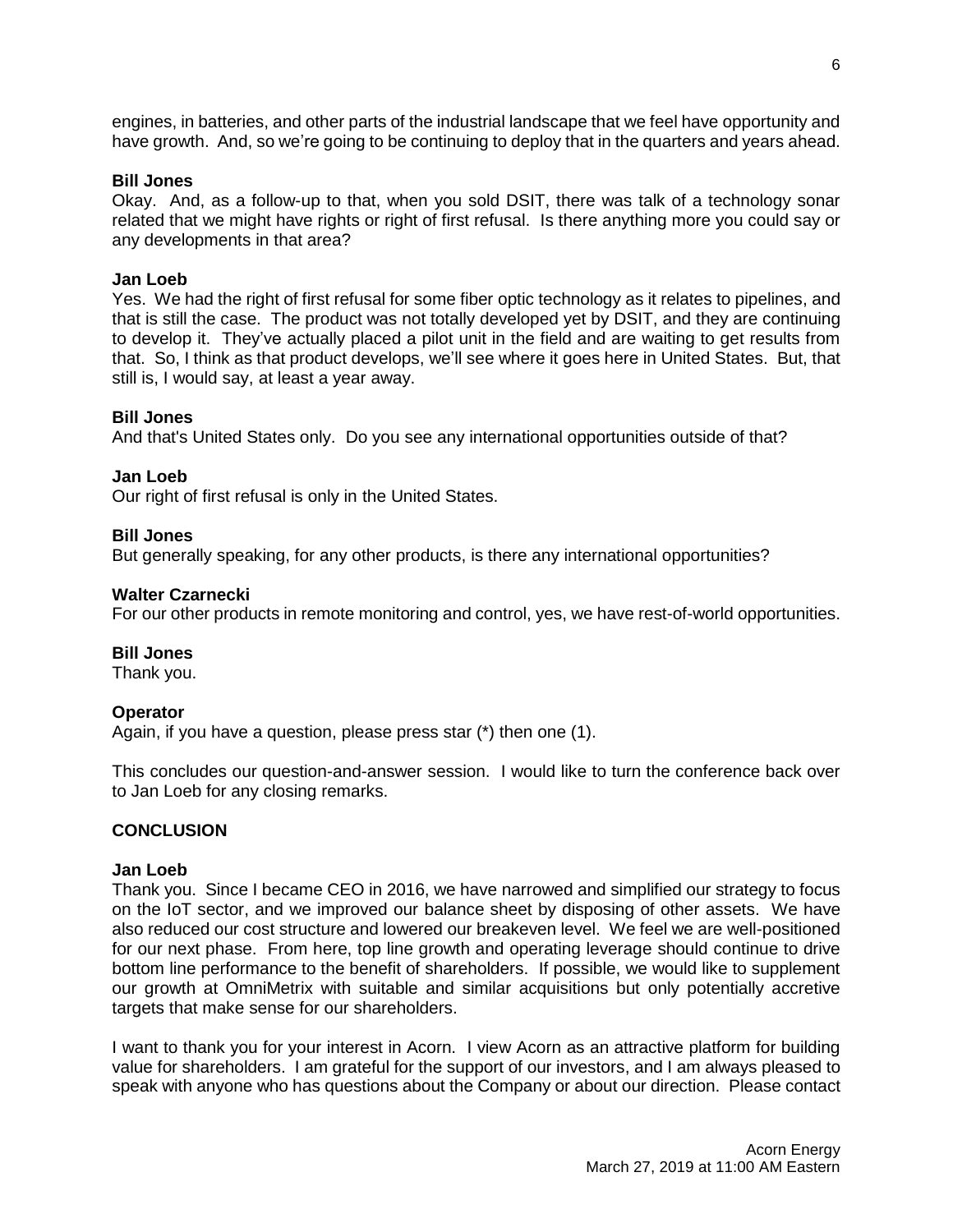engines, in batteries, and other parts of the industrial landscape that we feel have opportunity and have growth. And, so we're going to be continuing to deploy that in the quarters and years ahead.

**Bill Jones**
Okay. And, as a follow-up to that, when you sold DSIT, there was talk of a technology sonar related that we might have rights or right of first refusal. Is there anything more you could say or any developments in that area?

**Jan Loeb**
Yes. We had the right of first refusal for some fiber optic technology as it relates to pipelines, and that is still the case. The product was not totally developed yet by DSIT, and they are continuing to develop it. They've actually placed a pilot unit in the field and are waiting to get results from that. So, I think as that product develops, we'll see where it goes here in United States. But, that still is, I would say, at least a year away.

**Bill Jones**
And that's United States only. Do you see any international opportunities outside of that?

**Jan Loeb**
Our right of first refusal is only in the United States.

**Bill Jones**
But generally speaking, for any other products, is there any international opportunities?

**Walter Czarnecki**
For our other products in remote monitoring and control, yes, we have rest-of-world opportunities.

**Bill Jones**
Thank you.

**Operator**
Again, if you have a question, please press star (*) then one (1).

This concludes our question-and-answer session. I would like to turn the conference back over to Jan Loeb for any closing remarks.

**CONCLUSION**

**Jan Loeb**
Thank you. Since I became CEO in 2016, we have narrowed and simplified our strategy to focus on the IoT sector, and we improved our balance sheet by disposing of other assets. We have also reduced our cost structure and lowered our breakeven level. We feel we are well-positioned for our next phase. From here, top line growth and operating leverage should continue to drive bottom line performance to the benefit of shareholders. If possible, we would like to supplement our growth at OmniMetrix with suitable and similar acquisitions but only potentially accretive targets that make sense for our shareholders.

I want to thank you for your interest in Acorn. I view Acorn as an attractive platform for building value for shareholders. I am grateful for the support of our investors, and I am always pleased to speak with anyone who has questions about the Company or about our direction. Please contact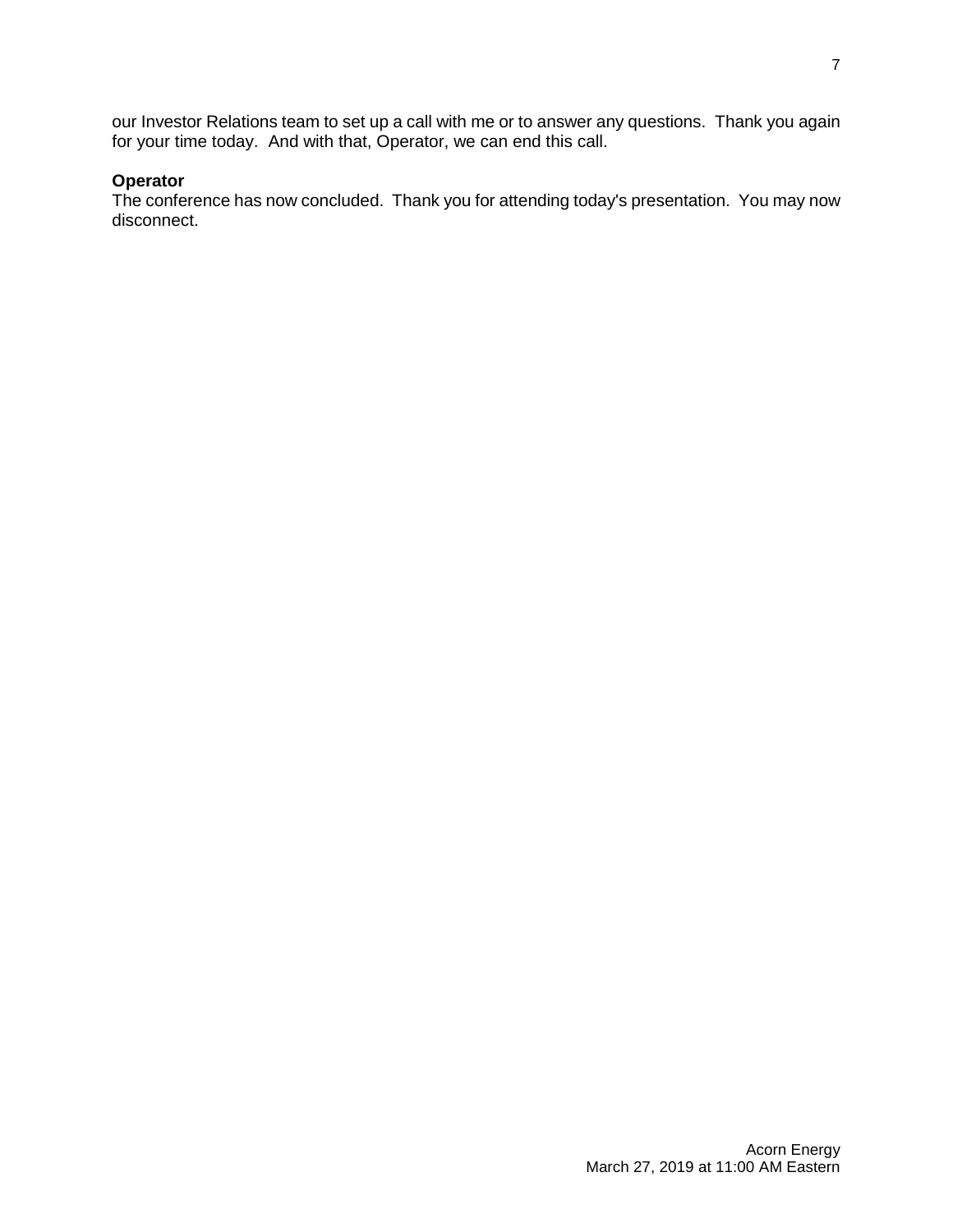our Investor Relations team to set up a call with me or to answer any questions. Thank you again for your time today. And with that, Operator, we can end this call.

**Operator**
The conference has now concluded. Thank you for attending today's presentation. You may now disconnect.